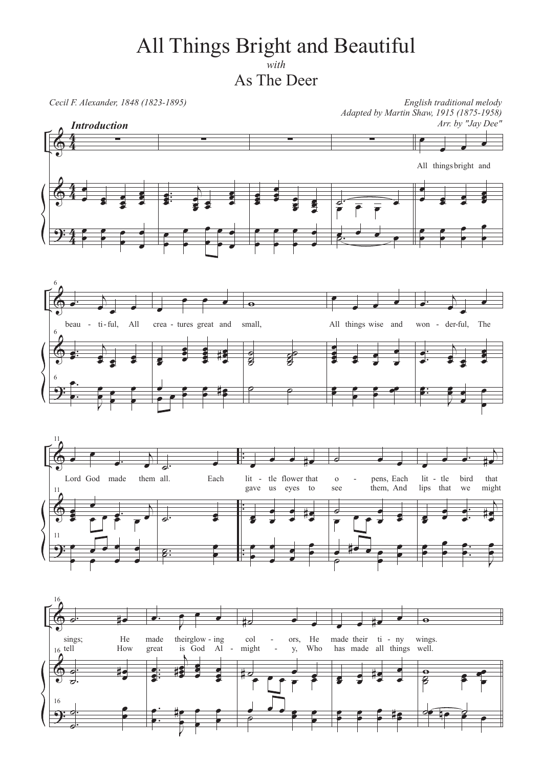# All Things Bright and Beautiful

*with*

## As The Deer

*Cecil F. Alexander, 1848 (1823-1895)*

*English traditional melody*
*Adapted by Martin Shaw, 1915 (1875-1958)*
*Arr. by "Jay Dee"*

**Introduction**

All things bright and beau - ti - ful, All crea - tures great and small, All things wise and won - der - ful, The Lord God made them all. Each lit - tle flower that o - pens, Each lit - tle bird that sings; He made their glow - ing col - ors, He made their ti - ny wings.

gave us eyes to see them, And lips that we might tell How great is God Al - might - y, Who has made all things well.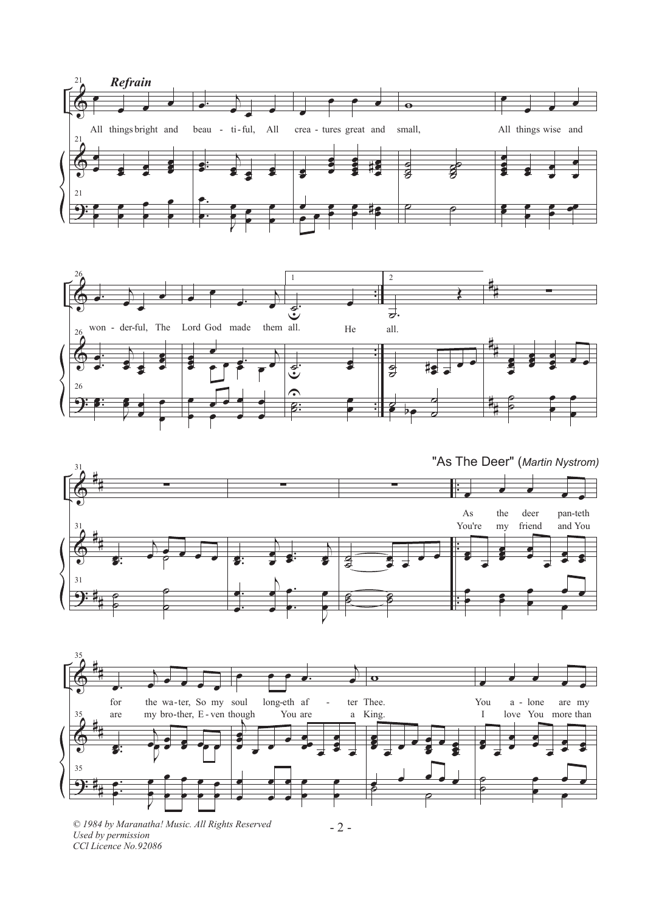*Refrain*

All things bright and beau - ti - ful, All crea - tures great and small, All things wise and won - der - ful, The Lord God made them all. He all.

"As The Deer" (*Martin Nystrom*)

As the deer pan-teth for the wa-ter, So my soul long-eth af - ter Thee. You a - lone are my

You're my friend and You are my bro-ther, E - ven though You are a King. I love You more than

*© 1984 by Maranatha! Music. All Rights Reserved*
*Used by permission*
*CCl Licence No.92086*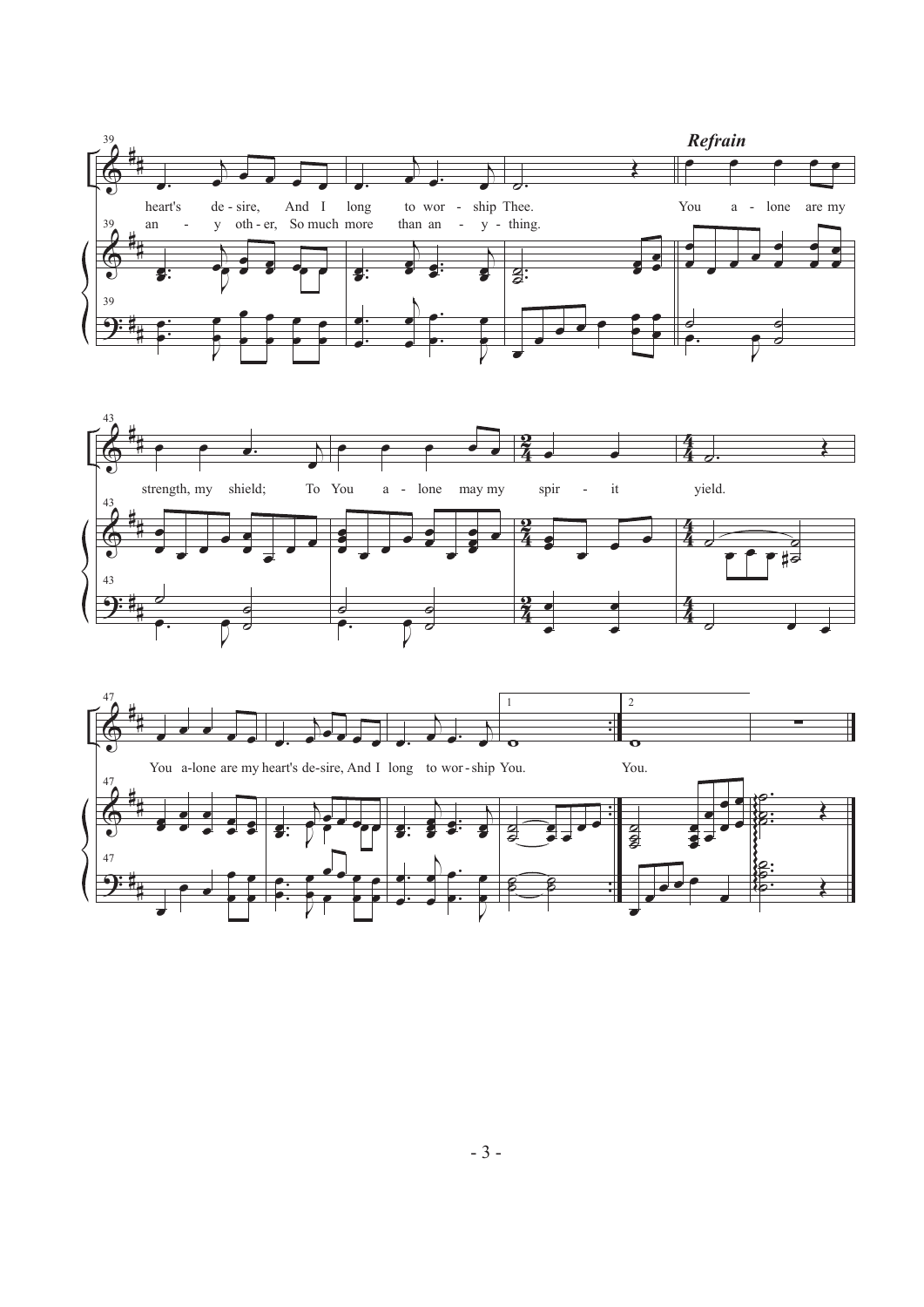*Refrain*

heart's de - sire, And I long to wor - ship Thee. You a - lone are my

an - y oth - er, So much more than an - y - thing.

strength, my shield; To You a - lone may my spir - it yield.

You a-lone are my heart's de-sire, And I long to wor - ship You. You.